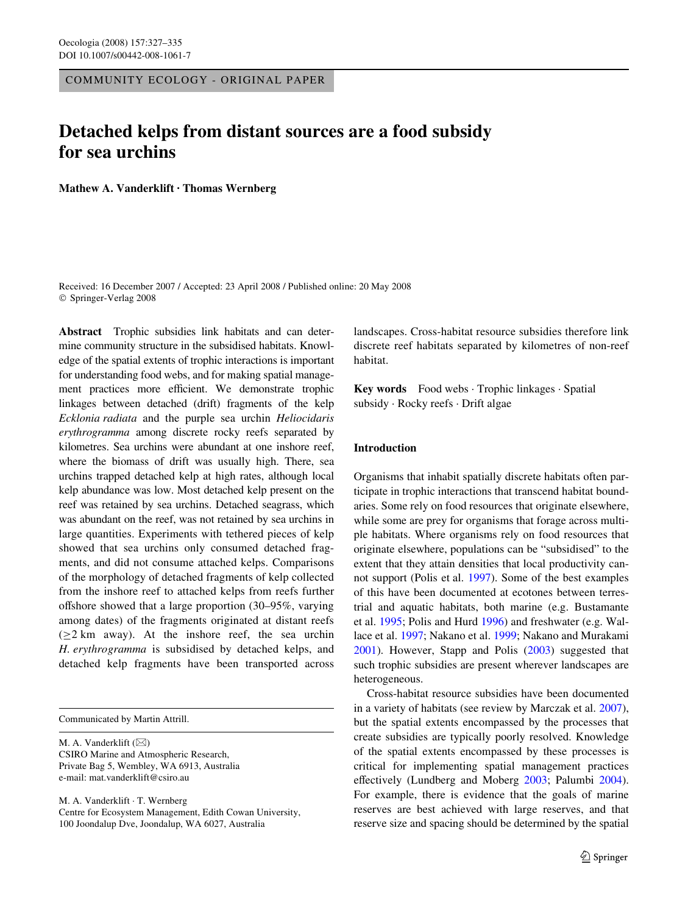COMMUNITY ECOLOGY - ORIGINAL PAPER

# Detached kelps from distant sources are a food subsidy for sea urchins

**Mathew A. Vanderklift · Thomas Wernberg**

Received: 16 December 2007 / Accepted: 23 April 2008 / Published online: 20 May 2008
© Springer-Verlag 2008

**Abstract** Trophic subsidies link habitats and can determine community structure in the subsidised habitats. Knowledge of the spatial extents of trophic interactions is important for understanding food webs, and for making spatial management practices more efficient. We demonstrate trophic linkages between detached (drift) fragments of the kelp *Ecklonia radiata* and the purple sea urchin *Heliocidaris erythrogramma* among discrete rocky reefs separated by kilometres. Sea urchins were abundant at one inshore reef, where the biomass of drift was usually high. There, sea urchins trapped detached kelp at high rates, although local kelp abundance was low. Most detached kelp present on the reef was retained by sea urchins. Detached seagrass, which was abundant on the reef, was not retained by sea urchins in large quantities. Experiments with tethered pieces of kelp showed that sea urchins only consumed detached fragments, and did not consume attached kelps. Comparisons of the morphology of detached fragments of kelp collected from the inshore reef to attached kelps from reefs further offshore showed that a large proportion (30–95%, varying among dates) of the fragments originated at distant reefs ($\geq$2 km away). At the inshore reef, the sea urchin *H. erythrogramma* is subsidised by detached kelps, and detached kelp fragments have been transported across landscapes. Cross-habitat resource subsidies therefore link discrete reef habitats separated by kilometres of non-reef habitat.

**Key words** Food webs · Trophic linkages · Spatial subsidy · Rocky reefs · Drift algae

Communicated by Martin Attrill.

M. A. Vanderklift (✉)
CSIRO Marine and Atmospheric Research,
Private Bag 5, Wembley, WA 6913, Australia
e-mail: mat.vanderklift@csiro.au

M. A. Vanderklift · T. Wernberg
Centre for Ecosystem Management, Edith Cowan University,
100 Joondalup Dve, Joondalup, WA 6027, Australia

## Introduction

Organisms that inhabit spatially discrete habitats often participate in trophic interactions that transcend habitat boundaries. Some rely on food resources that originate elsewhere, while some are prey for organisms that forage across multiple habitats. Where organisms rely on food resources that originate elsewhere, populations can be "subsidised" to the extent that they attain densities that local productivity cannot support (Polis et al. 1997). Some of the best examples of this have been documented at ecotones between terrestrial and aquatic habitats, both marine (e.g. Bustamante et al. 1995; Polis and Hurd 1996) and freshwater (e.g. Wallace et al. 1997; Nakano et al. 1999; Nakano and Murakami 2001). However, Stapp and Polis (2003) suggested that such trophic subsidies are present wherever landscapes are heterogeneous.

Cross-habitat resource subsidies have been documented in a variety of habitats (see review by Marczak et al. 2007), but the spatial extents encompassed by the processes that create subsidies are typically poorly resolved. Knowledge of the spatial extents encompassed by these processes is critical for implementing spatial management practices effectively (Lundberg and Moberg 2003; Palumbi 2004). For example, there is evidence that the goals of marine reserves are best achieved with large reserves, and that reserve size and spacing should be determined by the spatial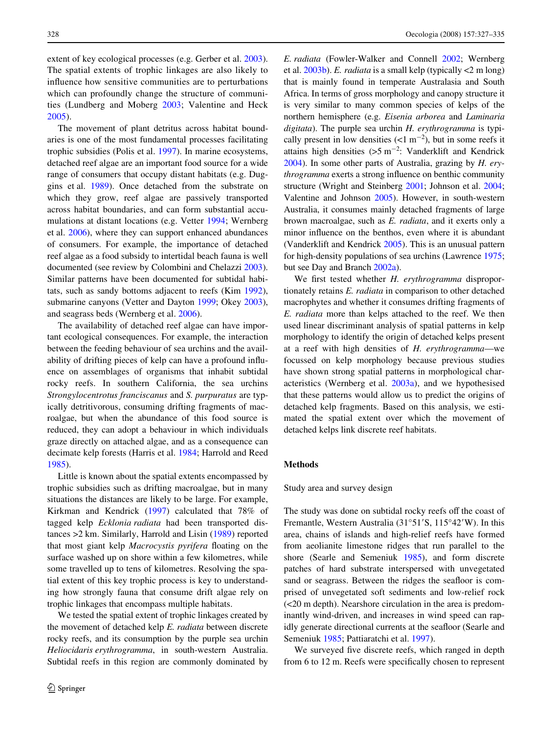extent of key ecological processes (e.g. Gerber et al. 2003). The spatial extents of trophic linkages are also likely to influence how sensitive communities are to perturbations which can profoundly change the structure of communities (Lundberg and Moberg 2003; Valentine and Heck 2005).

The movement of plant detritus across habitat boundaries is one of the most fundamental processes facilitating trophic subsidies (Polis et al. 1997). In marine ecosystems, detached reef algae are an important food source for a wide range of consumers that occupy distant habitats (e.g. Duggins et al. 1989). Once detached from the substrate on which they grow, reef algae are passively transported across habitat boundaries, and can form substantial accumulations at distant locations (e.g. Vetter 1994; Wernberg et al. 2006), where they can support enhanced abundances of consumers. For example, the importance of detached reef algae as a food subsidy to intertidal beach fauna is well documented (see review by Colombini and Chelazzi 2003). Similar patterns have been documented for subtidal habitats, such as sandy bottoms adjacent to reefs (Kim 1992), submarine canyons (Vetter and Dayton 1999; Okey 2003), and seagrass beds (Wernberg et al. 2006).

The availability of detached reef algae can have important ecological consequences. For example, the interaction between the feeding behaviour of sea urchins and the availability of drifting pieces of kelp can have a profound influence on assemblages of organisms that inhabit subtidal rocky reefs. In southern California, the sea urchins *Strongylocentrotus franciscanus* and *S. purpuratus* are typically detritivorous, consuming drifting fragments of macroalgae, but when the abundance of this food source is reduced, they can adopt a behaviour in which individuals graze directly on attached algae, and as a consequence can decimate kelp forests (Harris et al. 1984; Harrold and Reed 1985).

Little is known about the spatial extents encompassed by trophic subsidies such as drifting macroalgae, but in many situations the distances are likely to be large. For example, Kirkman and Kendrick (1997) calculated that 78% of tagged kelp *Ecklonia radiata* had been transported distances >2 km. Similarly, Harrold and Lisin (1989) reported that most giant kelp *Macrocystis pyrifera* floating on the surface washed up on shore within a few kilometres, while some travelled up to tens of kilometres. Resolving the spatial extent of this key trophic process is key to understanding how strongly fauna that consume drift algae rely on trophic linkages that encompass multiple habitats.

We tested the spatial extent of trophic linkages created by the movement of detached kelp *E. radiata* between discrete rocky reefs, and its consumption by the purple sea urchin *Heliocidaris erythrogramma*, in south-western Australia. Subtidal reefs in this region are commonly dominated by *E. radiata* (Fowler-Walker and Connell 2002; Wernberg et al. 2003b). *E. radiata* is a small kelp (typically <2 m long) that is mainly found in temperate Australasia and South Africa. In terms of gross morphology and canopy structure it is very similar to many common species of kelps of the northern hemisphere (e.g. *Eisenia arborea* and *Laminaria digitata*). The purple sea urchin *H. erythrogramma* is typically present in low densities (<1 $m^{-2}$), but in some reefs it attains high densities (>5 $m^{-2}$: Vanderklift and Kendrick 2004). In some other parts of Australia, grazing by *H. erythrogramma* exerts a strong influence on benthic community structure (Wright and Steinberg 2001; Johnson et al. 2004; Valentine and Johnson 2005). However, in south-western Australia, it consumes mainly detached fragments of large brown macroalgae, such as *E. radiata*, and it exerts only a minor influence on the benthos, even where it is abundant (Vanderklift and Kendrick 2005). This is an unusual pattern for high-density populations of sea urchins (Lawrence 1975; but see Day and Branch 2002a).

We first tested whether *H. erythrogramma* disproportionately retains *E. radiata* in comparison to other detached macrophytes and whether it consumes drifting fragments of *E. radiata* more than kelps attached to the reef. We then used linear discriminant analysis of spatial patterns in kelp morphology to identify the origin of detached kelps present at a reef with high densities of *H. erythrogramma*—we focussed on kelp morphology because previous studies have shown strong spatial patterns in morphological characteristics (Wernberg et al. 2003a), and we hypothesised that these patterns would allow us to predict the origins of detached kelp fragments. Based on this analysis, we estimated the spatial extent over which the movement of detached kelps link discrete reef habitats.

## Methods

### Study area and survey design

The study was done on subtidal rocky reefs off the coast of Fremantle, Western Australia (31°51′S, 115°42′W). In this area, chains of islands and high-relief reefs have formed from aeolianite limestone ridges that run parallel to the shore (Searle and Semeniuk 1985), and form discrete patches of hard substrate interspersed with unvegetated sand or seagrass. Between the ridges the seafloor is comprised of unvegetated soft sediments and low-relief rock (<20 m depth). Nearshore circulation in the area is predominantly wind-driven, and increases in wind speed can rapidly generate directional currents at the seafloor (Searle and Semeniuk 1985; Pattiaratchi et al. 1997).

We surveyed five discrete reefs, which ranged in depth from 6 to 12 m. Reefs were specifically chosen to represent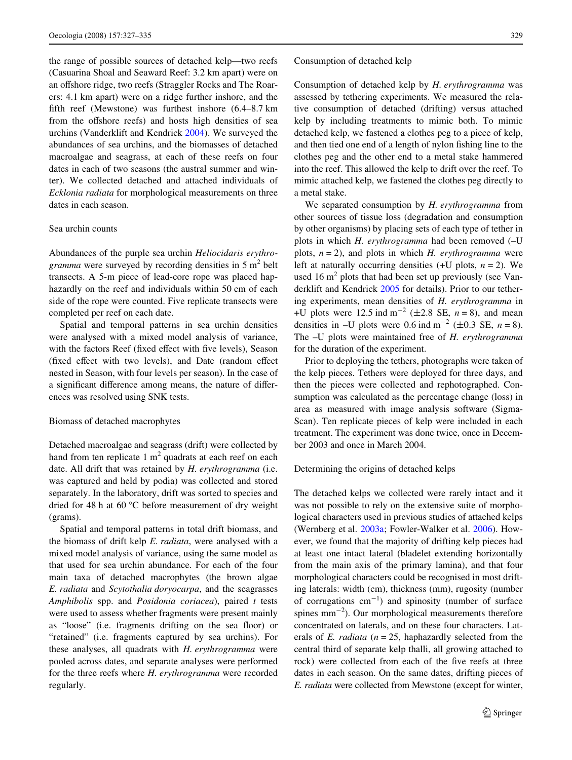the range of possible sources of detached kelp—two reefs (Casuarina Shoal and Seaward Reef: 3.2 km apart) were on an offshore ridge, two reefs (Straggler Rocks and The Roarers: 4.1 km apart) were on a ridge further inshore, and the fifth reef (Mewstone) was furthest inshore (6.4–8.7 km from the offshore reefs) and hosts high densities of sea urchins (Vanderklift and Kendrick 2004). We surveyed the abundances of sea urchins, and the biomasses of detached macroalgae and seagrass, at each of these reefs on four dates in each of two seasons (the austral summer and winter). We collected detached and attached individuals of *Ecklonia radiata* for morphological measurements on three dates in each season.

### Sea urchin counts

Abundances of the purple sea urchin *Heliocidaris erythrogramma* were surveyed by recording densities in 5 $m^2$ belt transects. A 5-m piece of lead-core rope was placed haphazardly on the reef and individuals within 50 cm of each side of the rope were counted. Five replicate transects were completed per reef on each date.

Spatial and temporal patterns in sea urchin densities were analysed with a mixed model analysis of variance, with the factors Reef (fixed effect with five levels), Season (fixed effect with two levels), and Date (random effect nested in Season, with four levels per season). In the case of a significant difference among means, the nature of differences was resolved using SNK tests.

### Biomass of detached macrophytes

Detached macroalgae and seagrass (drift) were collected by hand from ten replicate 1 $m^2$ quadrats at each reef on each date. All drift that was retained by *H. erythrogramma* (i.e. was captured and held by podia) was collected and stored separately. In the laboratory, drift was sorted to species and dried for 48 h at 60 °C before measurement of dry weight (grams).

Spatial and temporal patterns in total drift biomass, and the biomass of drift kelp *E. radiata*, were analysed with a mixed model analysis of variance, using the same model as that used for sea urchin abundance. For each of the four main taxa of detached macrophytes (the brown algae *E. radiata* and *Scytothalia doryocarpa*, and the seagrasses *Amphibolis* spp. and *Posidonia coriacea*), paired $t$ tests were used to assess whether fragments were present mainly as "loose" (i.e. fragments drifting on the sea floor) or "retained" (i.e. fragments captured by sea urchins). For these analyses, all quadrats with *H. erythrogramma* were pooled across dates, and separate analyses were performed for the three reefs where *H. erythrogramma* were recorded regularly.

### Consumption of detached kelp

Consumption of detached kelp by *H. erythrogramma* was assessed by tethering experiments. We measured the relative consumption of detached (drifting) versus attached kelp by including treatments to mimic both. To mimic detached kelp, we fastened a clothes peg to a piece of kelp, and then tied one end of a length of nylon fishing line to the clothes peg and the other end to a metal stake hammered into the reef. This allowed the kelp to drift over the reef. To mimic attached kelp, we fastened the clothes peg directly to a metal stake.

We separated consumption by *H. erythrogramma* from other sources of tissue loss (degradation and consumption by other organisms) by placing sets of each type of tether in plots in which *H. erythrogramma* had been removed (–U plots, $n = 2$), and plots in which *H. erythrogramma* were left at naturally occurring densities (+U plots, $n = 2$). We used 16 $m^2$ plots that had been set up previously (see Vanderklift and Kendrick 2005 for details). Prior to our tethering experiments, mean densities of *H. erythrogramma* in +U plots were 12.5 ind $m^{-2}$ ($\pm$2.8 SE, $n = 8$), and mean densities in –U plots were 0.6 ind $m^{-2}$ ($\pm$0.3 SE, $n = 8$). The –U plots were maintained free of *H. erythrogramma* for the duration of the experiment.

Prior to deploying the tethers, photographs were taken of the kelp pieces. Tethers were deployed for three days, and then the pieces were collected and rephotographed. Consumption was calculated as the percentage change (loss) in area as measured with image analysis software (SigmaScan). Ten replicate pieces of kelp were included in each treatment. The experiment was done twice, once in December 2003 and once in March 2004.

### Determining the origins of detached kelps

The detached kelps we collected were rarely intact and it was not possible to rely on the extensive suite of morphological characters used in previous studies of attached kelps (Wernberg et al. 2003a; Fowler-Walker et al. 2006). However, we found that the majority of drifting kelp pieces had at least one intact lateral (bladelet extending horizontally from the main axis of the primary lamina), and that four morphological characters could be recognised in most drifting laterals: width (cm), thickness (mm), rugosity (number of corrugations $cm^{-1}$) and spinosity (number of surface spines $mm^{-2}$). Our morphological measurements therefore concentrated on laterals, and on these four characters. Laterals of *E. radiata* ($n = 25$, haphazardly selected from the central third of separate kelp thalli, all growing attached to rock) were collected from each of the five reefs at three dates in each season. On the same dates, drifting pieces of *E. radiata* were collected from Mewstone (except for winter,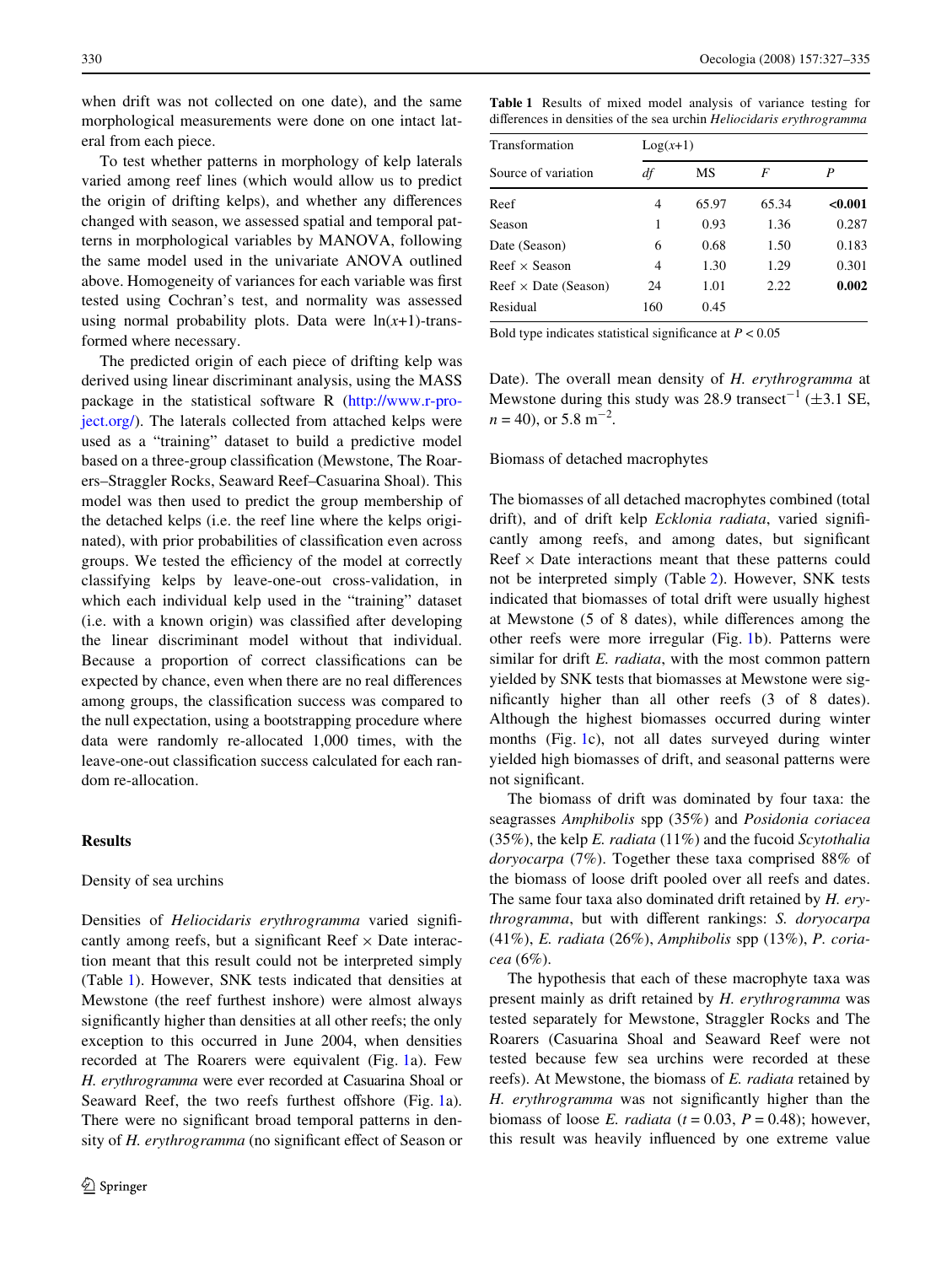when drift was not collected on one date), and the same morphological measurements were done on one intact lateral from each piece.

To test whether patterns in morphology of kelp laterals varied among reef lines (which would allow us to predict the origin of drifting kelps), and whether any differences changed with season, we assessed spatial and temporal patterns in morphological variables by MANOVA, following the same model used in the univariate ANOVA outlined above. Homogeneity of variances for each variable was first tested using Cochran's test, and normality was assessed using normal probability plots. Data were ln($x$+1)-transformed where necessary.

The predicted origin of each piece of drifting kelp was derived using linear discriminant analysis, using the MASS package in the statistical software R (http://www.r-project.org/). The laterals collected from attached kelps were used as a "training" dataset to build a predictive model based on a three-group classification (Mewstone, The Roarers–Straggler Rocks, Seaward Reef–Casuarina Shoal). This model was then used to predict the group membership of the detached kelps (i.e. the reef line where the kelps originated), with prior probabilities of classification even across groups. We tested the efficiency of the model at correctly classifying kelps by leave-one-out cross-validation, in which each individual kelp used in the "training" dataset (i.e. with a known origin) was classified after developing the linear discriminant model without that individual. Because a proportion of correct classifications can be expected by chance, even when there are no real differences among groups, the classification success was compared to the null expectation, using a bootstrapping procedure where data were randomly re-allocated 1,000 times, with the leave-one-out classification success calculated for each random re-allocation.

## Results

### Density of sea urchins

Densities of *Heliocidaris erythrogramma* varied significantly among reefs, but a significant Reef × Date interaction meant that this result could not be interpreted simply (Table 1). However, SNK tests indicated that densities at Mewstone (the reef furthest inshore) were almost always significantly higher than densities at all other reefs; the only exception to this occurred in June 2004, when densities recorded at The Roarers were equivalent (Fig. 1a). Few *H. erythrogramma* were ever recorded at Casuarina Shoal or Seaward Reef, the two reefs furthest offshore (Fig. 1a). There were no significant broad temporal patterns in density of *H. erythrogramma* (no significant effect of Season or Date). The overall mean density of *H. erythrogramma* at Mewstone during this study was 28.9 transect$^{-1}$ (±3.1 SE, $n$ = 40), or 5.8 m$^{-2}$.

**Table 1** Results of mixed model analysis of variance testing for differences in densities of the sea urchin *Heliocidaris erythrogramma*

| Transformation | Log($x$+1) | | | |
|---|---|---|---|---|
| Source of variation | *df* | MS | *F* | *P* |
| Reef | 4 | 65.97 | 65.34 | **<0.001** |
| Season | 1 | 0.93 | 1.36 | 0.287 |
| Date (Season) | 6 | 0.68 | 1.50 | 0.183 |
| Reef × Season | 4 | 1.30 | 1.29 | 0.301 |
| Reef × Date (Season) | 24 | 1.01 | 2.22 | **0.002** |
| Residual | 160 | 0.45 | | |

Bold type indicates statistical significance at $P$ < 0.05

### Biomass of detached macrophytes

The biomasses of all detached macrophytes combined (total drift), and of drift kelp *Ecklonia radiata*, varied significantly among reefs, and among dates, but significant Reef × Date interactions meant that these patterns could not be interpreted simply (Table 2). However, SNK tests indicated that biomasses of total drift were usually highest at Mewstone (5 of 8 dates), while differences among the other reefs were more irregular (Fig. 1b). Patterns were similar for drift *E. radiata*, with the most common pattern yielded by SNK tests that biomasses at Mewstone were significantly higher than all other reefs (3 of 8 dates). Although the highest biomasses occurred during winter months (Fig. 1c), not all dates surveyed during winter yielded high biomasses of drift, and seasonal patterns were not significant.

The biomass of drift was dominated by four taxa: the seagrasses *Amphibolis* spp (35%) and *Posidonia coriacea* (35%), the kelp *E. radiata* (11%) and the fucoid *Scytothalia doryocarpa* (7%). Together these taxa comprised 88% of the biomass of loose drift pooled over all reefs and dates. The same four taxa also dominated drift retained by *H. erythrogramma*, but with different rankings: *S. doryocarpa* (41%), *E. radiata* (26%), *Amphibolis* spp (13%), *P. coriacea* (6%).

The hypothesis that each of these macrophyte taxa was present mainly as drift retained by *H. erythrogramma* was tested separately for Mewstone, Straggler Rocks and The Roarers (Casuarina Shoal and Seaward Reef were not tested because few sea urchins were recorded at these reefs). At Mewstone, the biomass of *E. radiata* retained by *H. erythrogramma* was not significantly higher than the biomass of loose *E. radiata* ($t$ = 0.03, $P$ = 0.48); however, this result was heavily influenced by one extreme value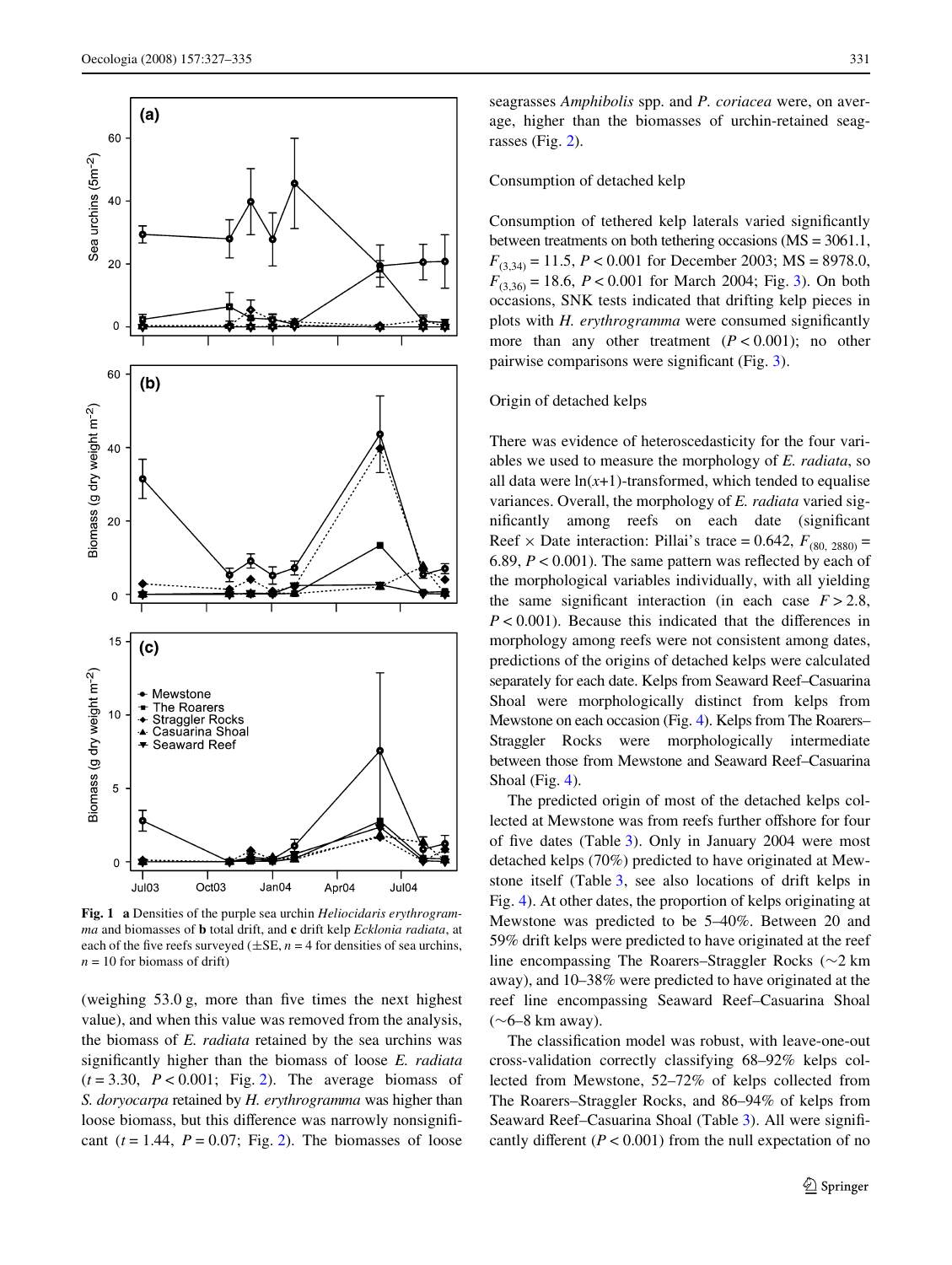**Fig. 1** **a** Densities of the purple sea urchin *Heliocidaris erythrogramma* and biomasses of **b** total drift, and **c** drift kelp *Ecklonia radiata*, at each of the five reefs surveyed (±SE, $n = 4$ for densities of sea urchins, $n = 10$ for biomass of drift)

(weighing 53.0 g, more than five times the next highest value), and when this value was removed from the analysis, the biomass of *E. radiata* retained by the sea urchins was significantly higher than the biomass of loose *E. radiata* ($t = 3.30$, $P < 0.001$; Fig. 2). The average biomass of *S. doryocarpa* retained by *H. erythrogramma* was higher than loose biomass, but this difference was narrowly nonsignificant ($t = 1.44$, $P = 0.07$; Fig. 2). The biomasses of loose seagrasses *Amphibolis* spp. and *P. coriacea* were, on average, higher than the biomasses of urchin-retained seagrasses (Fig. 2).

Consumption of detached kelp

Consumption of tethered kelp laterals varied significantly between treatments on both tethering occasions (MS = 3061.1, $F_{(3,34)} = 11.5$, $P < 0.001$ for December 2003; MS = 8978.0, $F_{(3,36)} = 18.6$, $P < 0.001$ for March 2004; Fig. 3). On both occasions, SNK tests indicated that drifting kelp pieces in plots with *H. erythrogramma* were consumed significantly more than any other treatment ($P < 0.001$); no other pairwise comparisons were significant (Fig. 3).

Origin of detached kelps

There was evidence of heteroscedasticity for the four variables we used to measure the morphology of *E. radiata*, so all data were $\ln(x+1)$-transformed, which tended to equalise variances. Overall, the morphology of *E. radiata* varied significantly among reefs on each date (significant Reef × Date interaction: Pillai's trace = 0.642, $F_{(80,\ 2880)} = 6.89$, $P < 0.001$). The same pattern was reflected by each of the morphological variables individually, with all yielding the same significant interaction (in each case $F > 2.8$, $P < 0.001$). Because this indicated that the differences in morphology among reefs were not consistent among dates, predictions of the origins of detached kelps were calculated separately for each date. Kelps from Seaward Reef–Casuarina Shoal were morphologically distinct from kelps from Mewstone on each occasion (Fig. 4). Kelps from The Roarers–Straggler Rocks were morphologically intermediate between those from Mewstone and Seaward Reef–Casuarina Shoal (Fig. 4).

The predicted origin of most of the detached kelps collected at Mewstone was from reefs further offshore for four of five dates (Table 3). Only in January 2004 were most detached kelps (70%) predicted to have originated at Mewstone itself (Table 3, see also locations of drift kelps in Fig. 4). At other dates, the proportion of kelps originating at Mewstone was predicted to be 5–40%. Between 20 and 59% drift kelps were predicted to have originated at the reef line encompassing The Roarers–Straggler Rocks (~2 km away), and 10–38% were predicted to have originated at the reef line encompassing Seaward Reef–Casuarina Shoal (~6–8 km away).

The classification model was robust, with leave-one-out cross-validation correctly classifying 68–92% kelps collected from Mewstone, 52–72% of kelps collected from The Roarers–Straggler Rocks, and 86–94% of kelps from Seaward Reef–Casuarina Shoal (Table 3). All were significantly different ($P < 0.001$) from the null expectation of no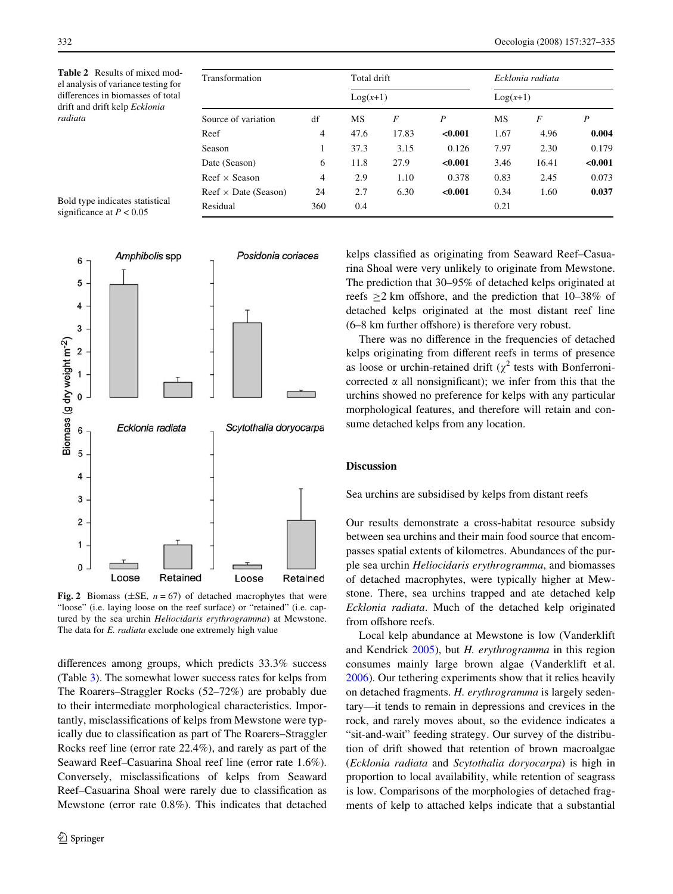**Table 2** Results of mixed model analysis of variance testing for differences in biomasses of total drift and drift kelp *Ecklonia radiata*

| Transformation | | Total drift | | | *Ecklonia radiata* | | |
|---|---|---|---|---|---|---|---|
| | | Log(*x*+1) | | | Log(*x*+1) | | |
| Source of variation | df | MS | *F* | *P* | MS | *F* | *P* |
| Reef | 4 | 47.6 | 17.83 | **<0.001** | 1.67 | 4.96 | **0.004** |
| Season | 1 | 37.3 | 3.15 | 0.126 | 7.97 | 2.30 | 0.179 |
| Date (Season) | 6 | 11.8 | 27.9 | **<0.001** | 3.46 | 16.41 | **<0.001** |
| Reef × Season | 4 | 2.9 | 1.10 | 0.378 | 0.83 | 2.45 | 0.073 |
| Reef × Date (Season) | 24 | 2.7 | 6.30 | **<0.001** | 0.34 | 1.60 | **0.037** |
| Residual | 360 | 0.4 | | | 0.21 | | |

Bold type indicates statistical significance at $P < 0.05$

**Fig. 2** Biomass (±SE, $n = 67$) of detached macrophytes that were "loose" (i.e. laying loose on the reef surface) or "retained" (i.e. captured by the sea urchin *Heliocidaris erythrogramma*) at Mewstone. The data for *E. radiata* exclude one extremely high value

differences among groups, which predicts 33.3% success (Table 3). The somewhat lower success rates for kelps from The Roarers–Straggler Rocks (52–72%) are probably due to their intermediate morphological characteristics. Importantly, misclassifications of kelps from Mewstone were typically due to classification as part of The Roarers–Straggler Rocks reef line (error rate 22.4%), and rarely as part of the Seaward Reef–Casuarina Shoal reef line (error rate 1.6%). Conversely, misclassifications of kelps from Seaward Reef–Casuarina Shoal were rarely due to classification as Mewstone (error rate 0.8%). This indicates that detached kelps classified as originating from Seaward Reef–Casuarina Shoal were very unlikely to originate from Mewstone. The prediction that 30–95% of detached kelps originated at reefs ≥2 km offshore, and the prediction that 10–38% of detached kelps originated at the most distant reef line (6–8 km further offshore) is therefore very robust.

There was no difference in the frequencies of detached kelps originating from different reefs in terms of presence as loose or urchin-retained drift ($\chi^2$ tests with Bonferroni-corrected $\alpha$ all nonsignificant); we infer from this that the urchins showed no preference for kelps with any particular morphological features, and therefore will retain and consume detached kelps from any location.

## Discussion

### Sea urchins are subsidised by kelps from distant reefs

Our results demonstrate a cross-habitat resource subsidy between sea urchins and their main food source that encompasses spatial extents of kilometres. Abundances of the purple sea urchin *Heliocidaris erythrogramma*, and biomasses of detached macrophytes, were typically higher at Mewstone. There, sea urchins trapped and ate detached kelp *Ecklonia radiata*. Much of the detached kelp originated from offshore reefs.

Local kelp abundance at Mewstone is low (Vanderklift and Kendrick 2005), but *H. erythrogramma* in this region consumes mainly large brown algae (Vanderklift et al. 2006). Our tethering experiments show that it relies heavily on detached fragments. *H. erythrogramma* is largely sedentary—it tends to remain in depressions and crevices in the rock, and rarely moves about, so the evidence indicates a "sit-and-wait" feeding strategy. Our survey of the distribution of drift showed that retention of brown macroalgae (*Ecklonia radiata* and *Scytothalia doryocarpa*) is high in proportion to local availability, while retention of seagrass is low. Comparisons of the morphologies of detached fragments of kelp to attached kelps indicate that a substantial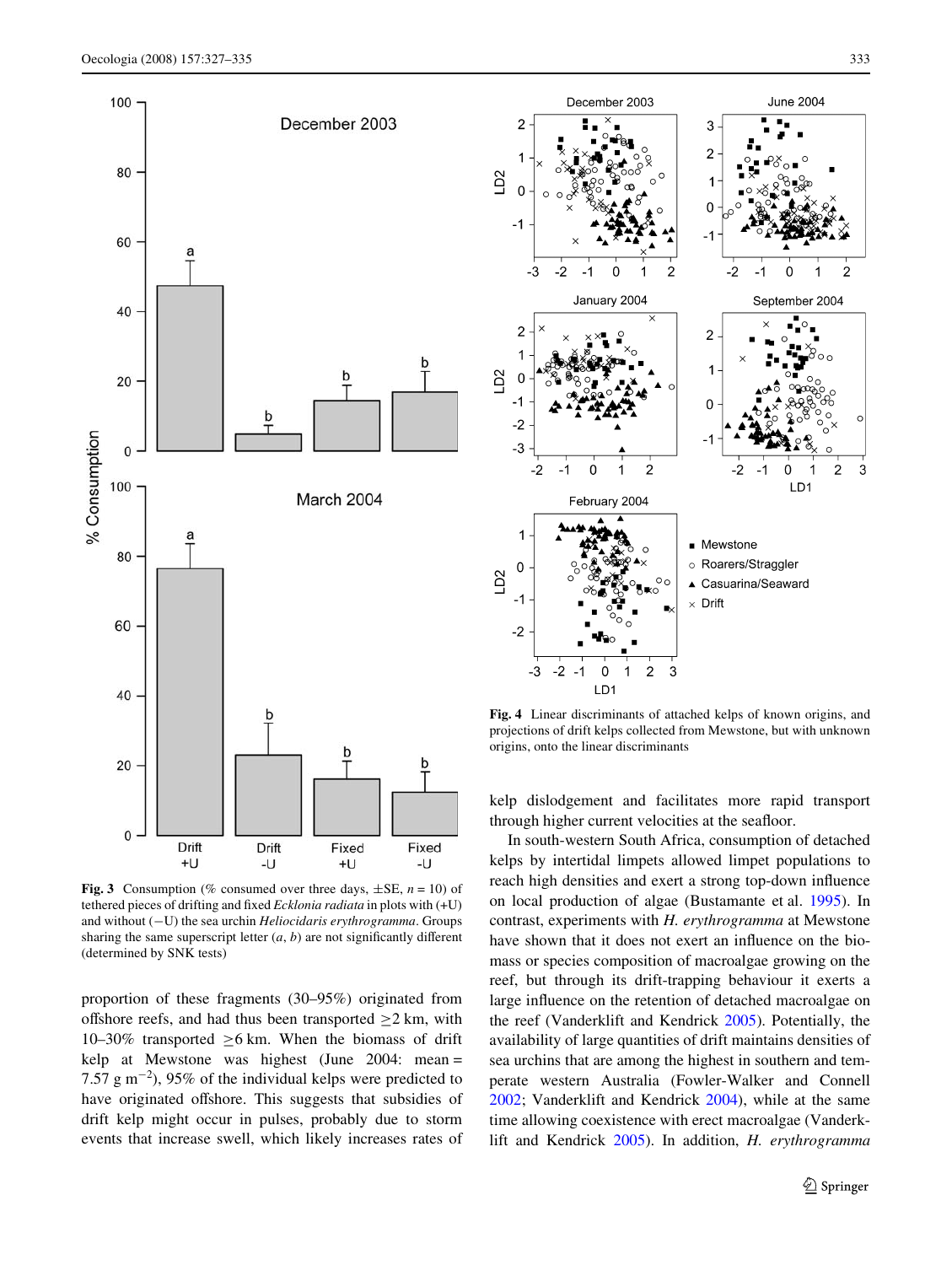**Fig. 3** Consumption (% consumed over three days, ±SE, $n = 10$) of tethered pieces of drifting and fixed *Ecklonia radiata* in plots with (+U) and without (−U) the sea urchin *Heliocidaris erythrogramma*. Groups sharing the same superscript letter (*a*, *b*) are not significantly different (determined by SNK tests)

**Fig. 4** Linear discriminants of attached kelps of known origins, and projections of drift kelps collected from Mewstone, but with unknown origins, onto the linear discriminants

proportion of these fragments (30–95%) originated from offshore reefs, and had thus been transported ≥2 km, with 10–30% transported ≥6 km. When the biomass of drift kelp at Mewstone was highest (June 2004: mean = 7.57 g m$^{-2}$), 95% of the individual kelps were predicted to have originated offshore. This suggests that subsidies of drift kelp might occur in pulses, probably due to storm events that increase swell, which likely increases rates of kelp dislodgement and facilitates more rapid transport through higher current velocities at the seafloor.

In south-western South Africa, consumption of detached kelps by intertidal limpets allowed limpet populations to reach high densities and exert a strong top-down influence on local production of algae (Bustamante et al. 1995). In contrast, experiments with *H. erythrogramma* at Mewstone have shown that it does not exert an influence on the biomass or species composition of macroalgae growing on the reef, but through its drift-trapping behaviour it exerts a large influence on the retention of detached macroalgae on the reef (Vanderklift and Kendrick 2005). Potentially, the availability of large quantities of drift maintains densities of sea urchins that are among the highest in southern and temperate western Australia (Fowler-Walker and Connell 2002; Vanderklift and Kendrick 2004), while at the same time allowing coexistence with erect macroalgae (Vanderklift and Kendrick 2005). In addition, *H. erythrogramma*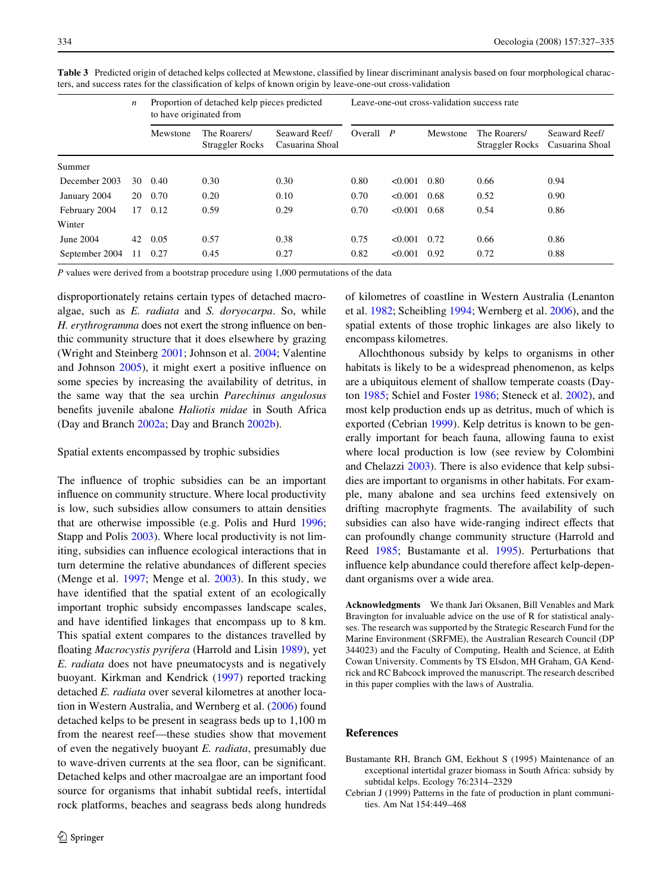**Table 3** Predicted origin of detached kelps collected at Mewstone, classified by linear discriminant analysis based on four morphological characters, and success rates for the classification of kelps of known origin by leave-one-out cross-validation

| | *n* | Proportion of detached kelp pieces predicted to have originated from | | | Leave-one-out cross-validation success rate | | | | |
|---|---|---|---|---|---|---|---|---|---|
| | | Mewstone | The Roarers/ Straggler Rocks | Seaward Reef/ Casuarina Shoal | Overall | *P* | Mewstone | The Roarers/ Straggler Rocks | Seaward Reef/ Casuarina Shoal |
| Summer | | | | | | | | | |
| December 2003 | 30 | 0.40 | 0.30 | 0.30 | 0.80 | <0.001 | 0.80 | 0.66 | 0.94 |
| January 2004 | 20 | 0.70 | 0.20 | 0.10 | 0.70 | <0.001 | 0.68 | 0.52 | 0.90 |
| February 2004 | 17 | 0.12 | 0.59 | 0.29 | 0.70 | <0.001 | 0.68 | 0.54 | 0.86 |
| Winter | | | | | | | | | |
| June 2004 | 42 | 0.05 | 0.57 | 0.38 | 0.75 | <0.001 | 0.72 | 0.66 | 0.86 |
| September 2004 | 11 | 0.27 | 0.45 | 0.27 | 0.82 | <0.001 | 0.92 | 0.72 | 0.88 |

*P* values were derived from a bootstrap procedure using 1,000 permutations of the data

disproportionately retains certain types of detached macroalgae, such as *E. radiata* and *S. doryocarpa*. So, while *H. erythrogramma* does not exert the strong influence on benthic community structure that it does elsewhere by grazing (Wright and Steinberg 2001; Johnson et al. 2004; Valentine and Johnson 2005), it might exert a positive influence on some species by increasing the availability of detritus, in the same way that the sea urchin *Parechinus angulosus* benefits juvenile abalone *Haliotis midae* in South Africa (Day and Branch 2002a; Day and Branch 2002b).

## Spatial extents encompassed by trophic subsidies

The influence of trophic subsidies can be an important influence on community structure. Where local productivity is low, such subsidies allow consumers to attain densities that are otherwise impossible (e.g. Polis and Hurd 1996; Stapp and Polis 2003). Where local productivity is not limiting, subsidies can influence ecological interactions that in turn determine the relative abundances of different species (Menge et al. 1997; Menge et al. 2003). In this study, we have identified that the spatial extent of an ecologically important trophic subsidy encompasses landscape scales, and have identified linkages that encompass up to 8 km. This spatial extent compares to the distances travelled by floating *Macrocystis pyrifera* (Harrold and Lisin 1989), yet *E. radiata* does not have pneumatocysts and is negatively buoyant. Kirkman and Kendrick (1997) reported tracking detached *E. radiata* over several kilometres at another location in Western Australia, and Wernberg et al. (2006) found detached kelps to be present in seagrass beds up to 1,100 m from the nearest reef—these studies show that movement of even the negatively buoyant *E. radiata*, presumably due to wave-driven currents at the sea floor, can be significant. Detached kelps and other macroalgae are an important food source for organisms that inhabit subtidal reefs, intertidal rock platforms, beaches and seagrass beds along hundreds of kilometres of coastline in Western Australia (Lenanton et al. 1982; Scheibling 1994; Wernberg et al. 2006), and the spatial extents of those trophic linkages are also likely to encompass kilometres.

Allochthonous subsidy by kelps to organisms in other habitats is likely to be a widespread phenomenon, as kelps are a ubiquitous element of shallow temperate coasts (Dayton 1985; Schiel and Foster 1986; Steneck et al. 2002), and most kelp production ends up as detritus, much of which is exported (Cebrian 1999). Kelp detritus is known to be generally important for beach fauna, allowing fauna to exist where local production is low (see review by Colombini and Chelazzi 2003). There is also evidence that kelp subsidies are important to organisms in other habitats. For example, many abalone and sea urchins feed extensively on drifting macrophyte fragments. The availability of such subsidies can also have wide-ranging indirect effects that can profoundly change community structure (Harrold and Reed 1985; Bustamante et al. 1995). Perturbations that influence kelp abundance could therefore affect kelp-dependant organisms over a wide area.

**Acknowledgments** We thank Jari Oksanen, Bill Venables and Mark Bravington for invaluable advice on the use of R for statistical analyses. The research was supported by the Strategic Research Fund for the Marine Environment (SRFME), the Australian Research Council (DP 344023) and the Faculty of Computing, Health and Science, at Edith Cowan University. Comments by TS Elsdon, MH Graham, GA Kendrick and RC Babcock improved the manuscript. The research described in this paper complies with the laws of Australia.

## References

Bustamante RH, Branch GM, Eekhout S (1995) Maintenance of an exceptional intertidal grazer biomass in South Africa: subsidy by subtidal kelps. Ecology 76:2314–2329

Cebrian J (1999) Patterns in the fate of production in plant communities. Am Nat 154:449–468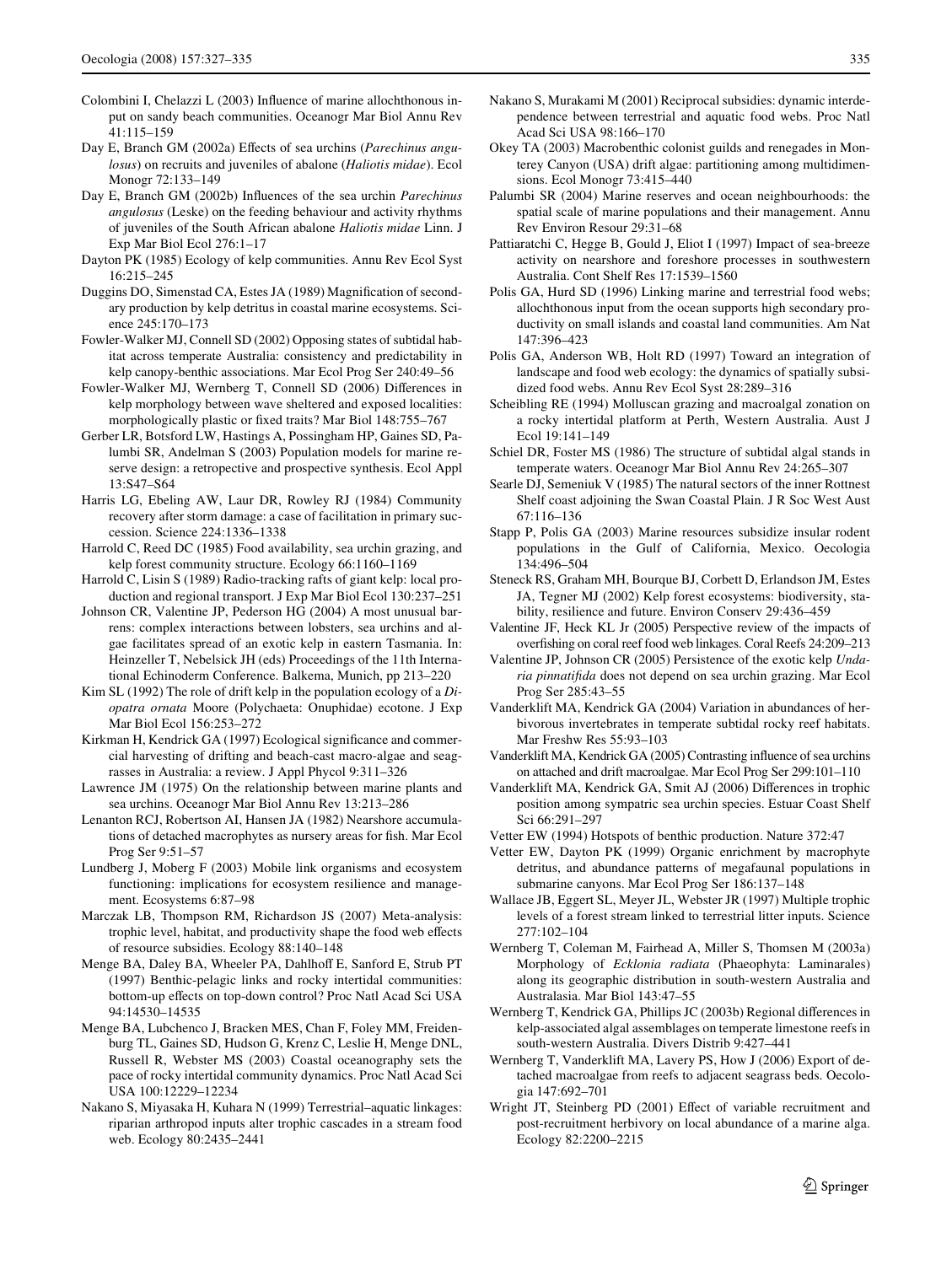Colombini I, Chelazzi L (2003) Influence of marine allochthonous input on sandy beach communities. Oceanogr Mar Biol Annu Rev 41:115–159

Day E, Branch GM (2002a) Effects of sea urchins (*Parechinus angulosus*) on recruits and juveniles of abalone (*Haliotis midae*). Ecol Monogr 72:133–149

Day E, Branch GM (2002b) Influences of the sea urchin *Parechinus angulosus* (Leske) on the feeding behaviour and activity rhythms of juveniles of the South African abalone *Haliotis midae* Linn. J Exp Mar Biol Ecol 276:1–17

Dayton PK (1985) Ecology of kelp communities. Annu Rev Ecol Syst 16:215–245

Duggins DO, Simenstad CA, Estes JA (1989) Magnification of secondary production by kelp detritus in coastal marine ecosystems. Science 245:170–173

Fowler-Walker MJ, Connell SD (2002) Opposing states of subtidal habitat across temperate Australia: consistency and predictability in kelp canopy-benthic associations. Mar Ecol Prog Ser 240:49–56

Fowler-Walker MJ, Wernberg T, Connell SD (2006) Differences in kelp morphology between wave sheltered and exposed localities: morphologically plastic or fixed traits? Mar Biol 148:755–767

Gerber LR, Botsford LW, Hastings A, Possingham HP, Gaines SD, Palumbi SR, Andelman S (2003) Population models for marine reserve design: a retrospective and prospective synthesis. Ecol Appl 13:S47–S64

Harris LG, Ebeling AW, Laur DR, Rowley RJ (1984) Community recovery after storm damage: a case of facilitation in primary succession. Science 224:1336–1338

Harrold C, Reed DC (1985) Food availability, sea urchin grazing, and kelp forest community structure. Ecology 66:1160–1169

Harrold C, Lisin S (1989) Radio-tracking rafts of giant kelp: local production and regional transport. J Exp Mar Biol Ecol 130:237–251

Johnson CR, Valentine JP, Pederson HG (2004) A most unusual barrens: complex interactions between lobsters, sea urchins and algae facilitates spread of an exotic kelp in eastern Tasmania. In: Heinzeller T, Nebelsick JH (eds) Proceedings of the 11th International Echinoderm Conference. Balkema, Munich, pp 213–220

Kim SL (1992) The role of drift kelp in the population ecology of a *Diopatra ornata* Moore (Polychaeta: Onuphidae) ecotone. J Exp Mar Biol Ecol 156:253–272

Kirkman H, Kendrick GA (1997) Ecological significance and commercial harvesting of drifting and beach-cast macro-algae and seagrasses in Australia: a review. J Appl Phycol 9:311–326

Lawrence JM (1975) On the relationship between marine plants and sea urchins. Oceanogr Mar Biol Annu Rev 13:213–286

Lenanton RCJ, Robertson AI, Hansen JA (1982) Nearshore accumulations of detached macrophytes as nursery areas for fish. Mar Ecol Prog Ser 9:51–57

Lundberg J, Moberg F (2003) Mobile link organisms and ecosystem functioning: implications for ecosystem resilience and management. Ecosystems 6:87–98

Marczak LB, Thompson RM, Richardson JS (2007) Meta-analysis: trophic level, habitat, and productivity shape the food web effects of resource subsidies. Ecology 88:140–148

Menge BA, Daley BA, Wheeler PA, Dahlhoff E, Sanford E, Strub PT (1997) Benthic-pelagic links and rocky intertidal communities: bottom-up effects on top-down control? Proc Natl Acad Sci USA 94:14530–14535

Menge BA, Lubchenco J, Bracken MES, Chan F, Foley MM, Freidenburg TL, Gaines SD, Hudson G, Krenz C, Leslie H, Menge DNL, Russell R, Webster MS (2003) Coastal oceanography sets the pace of rocky intertidal community dynamics. Proc Natl Acad Sci USA 100:12229–12234

Nakano S, Miyasaka H, Kuhara N (1999) Terrestrial–aquatic linkages: riparian arthropod inputs alter trophic cascades in a stream food web. Ecology 80:2435–2441

Nakano S, Murakami M (2001) Reciprocal subsidies: dynamic interdependence between terrestrial and aquatic food webs. Proc Natl Acad Sci USA 98:166–170

Okey TA (2003) Macrobenthic colonist guilds and renegades in Monterey Canyon (USA) drift algae: partitioning among multidimensions. Ecol Monogr 73:415–440

Palumbi SR (2004) Marine reserves and ocean neighbourhoods: the spatial scale of marine populations and their management. Annu Rev Environ Resour 29:31–68

Pattiaratchi C, Hegge B, Gould J, Eliot I (1997) Impact of sea-breeze activity on nearshore and foreshore processes in southwestern Australia. Cont Shelf Res 17:1539–1560

Polis GA, Hurd SD (1996) Linking marine and terrestrial food webs; allochthonous input from the ocean supports high secondary productivity on small islands and coastal land communities. Am Nat 147:396–423

Polis GA, Anderson WB, Holt RD (1997) Toward an integration of landscape and food web ecology: the dynamics of spatially subsidized food webs. Annu Rev Ecol Syst 28:289–316

Scheibling RE (1994) Molluscan grazing and macroalgal zonation on a rocky intertidal platform at Perth, Western Australia. Aust J Ecol 19:141–149

Schiel DR, Foster MS (1986) The structure of subtidal algal stands in temperate waters. Oceanogr Mar Biol Annu Rev 24:265–307

Searle DJ, Semeniuk V (1985) The natural sectors of the inner Rottnest Shelf coast adjoining the Swan Coastal Plain. J R Soc West Aust 67:116–136

Stapp P, Polis GA (2003) Marine resources subsidize insular rodent populations in the Gulf of California, Mexico. Oecologia 134:496–504

Steneck RS, Graham MH, Bourque BJ, Corbett D, Erlandson JM, Estes JA, Tegner MJ (2002) Kelp forest ecosystems: biodiversity, stability, resilience and future. Environ Conserv 29:436–459

Valentine JF, Heck KL Jr (2005) Perspective review of the impacts of overfishing on coral reef food web linkages. Coral Reefs 24:209–213

Valentine JP, Johnson CR (2005) Persistence of the exotic kelp *Undaria pinnatifida* does not depend on sea urchin grazing. Mar Ecol Prog Ser 285:43–55

Vanderklift MA, Kendrick GA (2004) Variation in abundances of herbivorous invertebrates in temperate subtidal rocky reef habitats. Mar Freshw Res 55:93–103

Vanderklift MA, Kendrick GA (2005) Contrasting influence of sea urchins on attached and drift macroalgae. Mar Ecol Prog Ser 299:101–110

Vanderklift MA, Kendrick GA, Smit AJ (2006) Differences in trophic position among sympatric sea urchin species. Estuar Coast Shelf Sci 66:291–297

Vetter EW (1994) Hotspots of benthic production. Nature 372:47

Vetter EW, Dayton PK (1999) Organic enrichment by macrophyte detritus, and abundance patterns of megafaunal populations in submarine canyons. Mar Ecol Prog Ser 186:137–148

Wallace JB, Eggert SL, Meyer JL, Webster JR (1997) Multiple trophic levels of a forest stream linked to terrestrial litter inputs. Science 277:102–104

Wernberg T, Coleman M, Fairhead A, Miller S, Thomsen M (2003a) Morphology of *Ecklonia radiata* (Phaeophyta: Laminarales) along its geographic distribution in south-western Australia and Australasia. Mar Biol 143:47–55

Wernberg T, Kendrick GA, Phillips JC (2003b) Regional differences in kelp-associated algal assemblages on temperate limestone reefs in south-western Australia. Divers Distrib 9:427–441

Wernberg T, Vanderklift MA, Lavery PS, How J (2006) Export of detached macroalgae from reefs to adjacent seagrass beds. Oecologia 147:692–701

Wright JT, Steinberg PD (2001) Effect of variable recruitment and post-recruitment herbivory on local abundance of a marine alga. Ecology 82:2200–2215